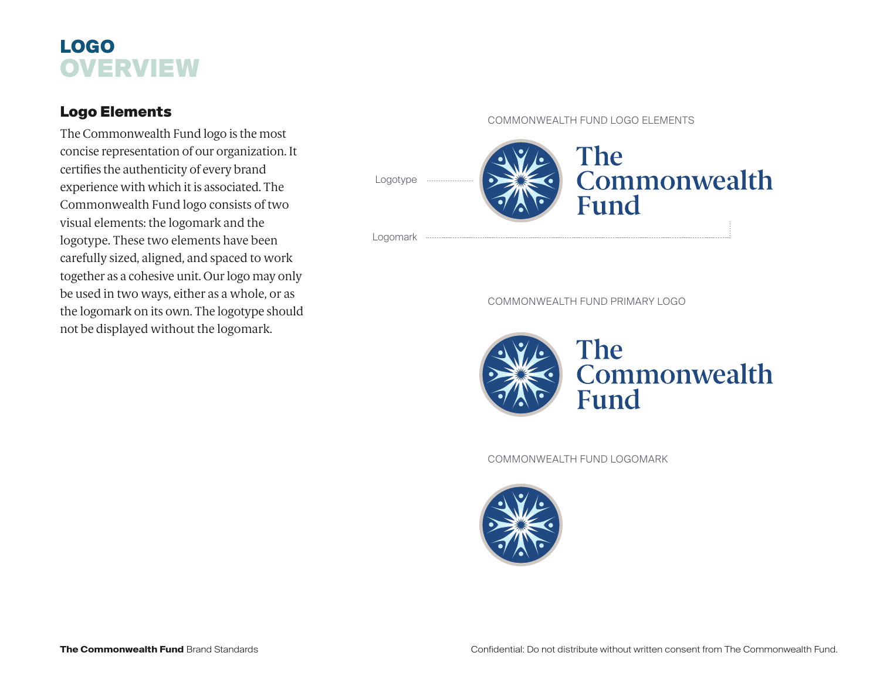# LOGO OVERVIEW

## Logo Elements

The Commonwealth Fund logo is the most concise representation of our organization. It certifies the authenticity of every brand experience with which it is associated. The Commonwealth Fund logo consists of two visual elements: the logomark and the logotype. These two elements have been carefully sized, aligned, and spaced to work together as a cohesive unit. Our logo may only be used in two ways, either as a whole, or as the logomark on its own. The logotype should not be displayed without the logomark.

COMMONWEALTH FUND LOGO ELEMENTS

Logotype

Logomark

The Commonwealth Fund

COMMONWEALTH FUND PRIMARY LOGO

The Commonwealth Fund

COMMONWEALTH FUND LOGOMARK

Confidential: Do not distribute without written consent from The Commonwealth Fund.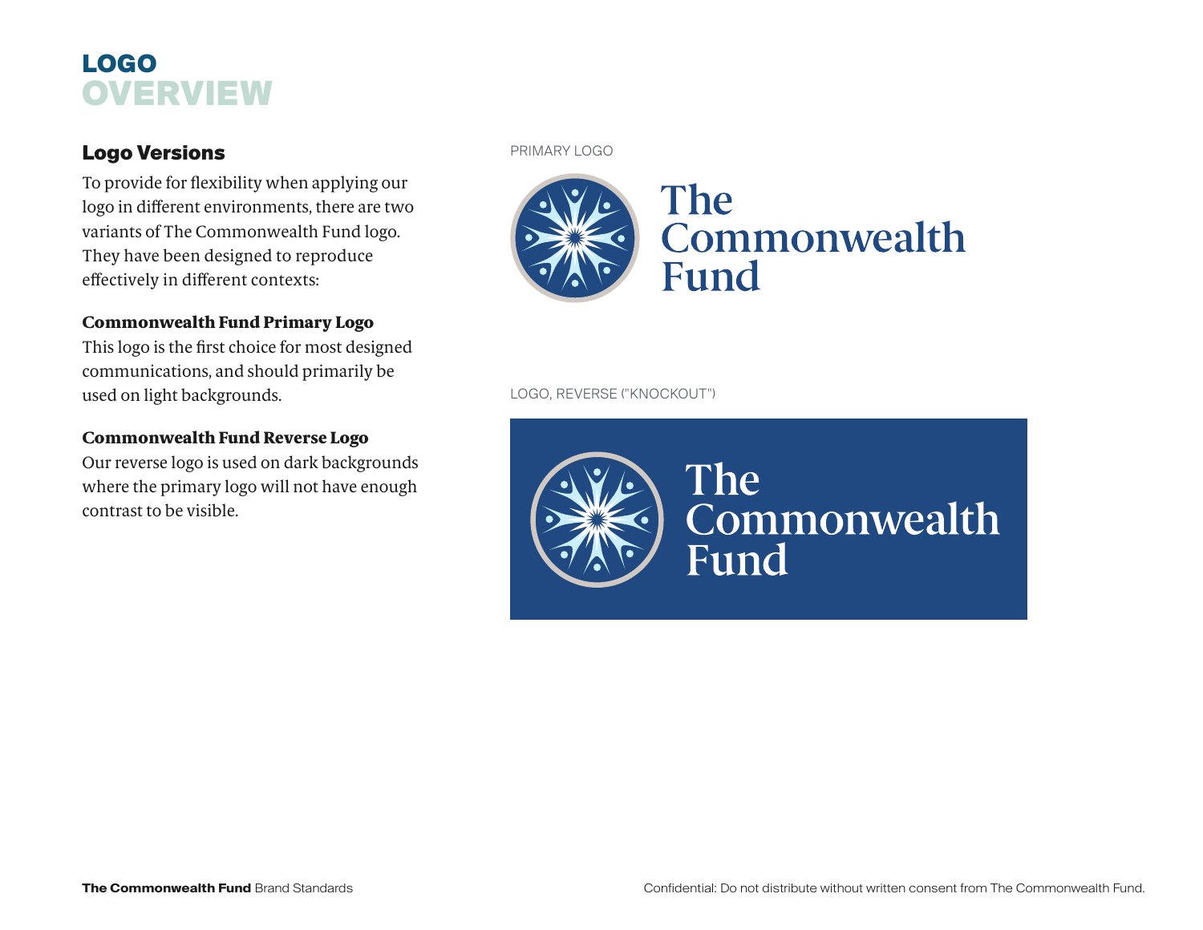# LOGO OVERVIEW

## Logo Versions

To provide for flexibility when applying our logo in different environments, there are two variants of The Commonwealth Fund logo. They have been designed to reproduce effectively in different contexts:

**Commonwealth Fund Primary Logo**

This logo is the first choice for most designed communications, and should primarily be used on light backgrounds.

**Commonwealth Fund Reverse Logo**

Our reverse logo is used on dark backgrounds where the primary logo will not have enough contrast to be visible.

PRIMARY LOGO

The Commonwealth Fund

LOGO, REVERSE ("KNOCKOUT")

The Commonwealth Fund

**The Commonwealth Fund** Brand Standards

Confidential: Do not distribute without written consent from The Commonwealth Fund.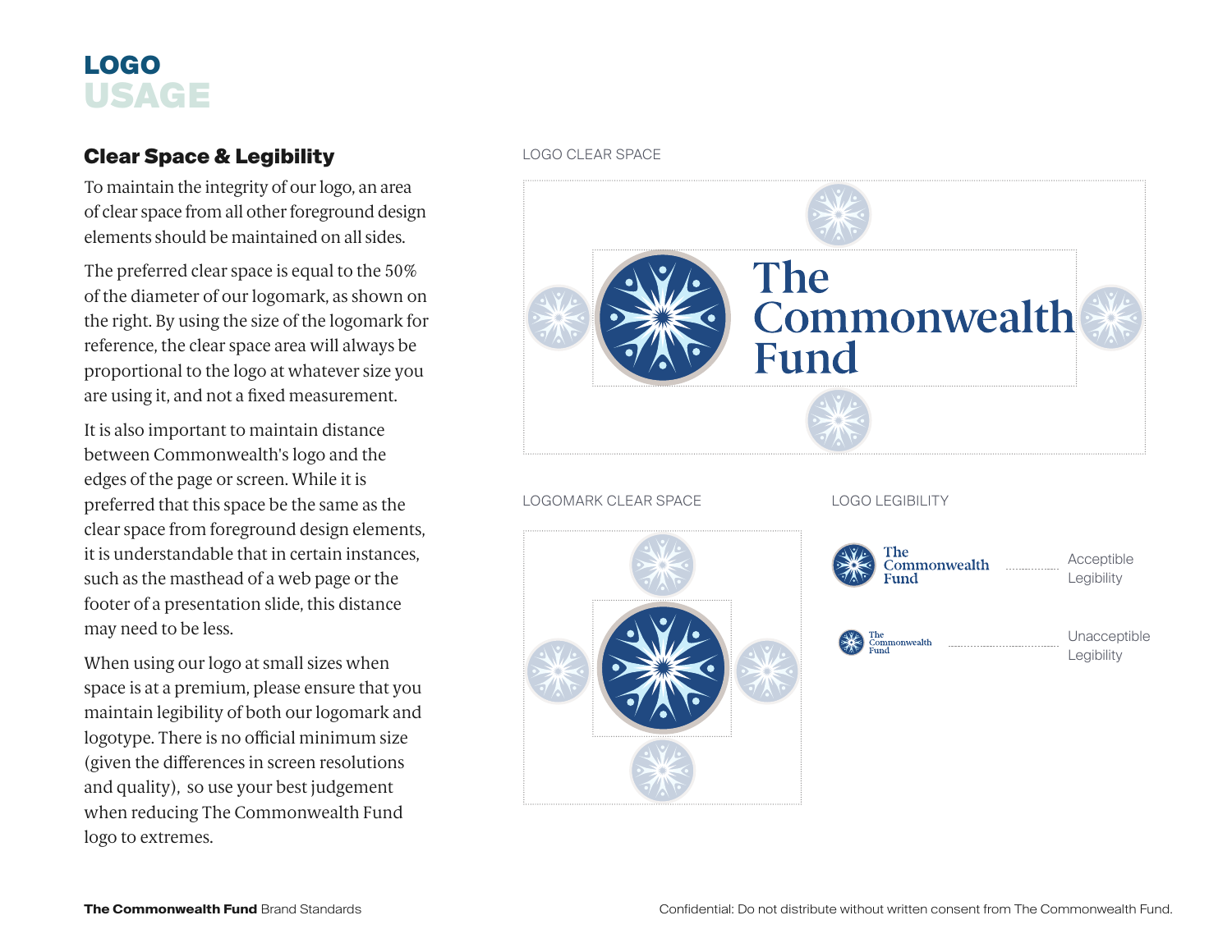# LOGO USAGE

## Clear Space & Legibility

To maintain the integrity of our logo, an area of clear space from all other foreground design elements should be maintained on all sides.

The preferred clear space is equal to the 50% of the diameter of our logomark, as shown on the right. By using the size of the logomark for reference, the clear space area will always be proportional to the logo at whatever size you are using it, and not a fixed measurement.

It is also important to maintain distance between Commonwealth's logo and the edges of the page or screen. While it is preferred that this space be the same as the clear space from foreground design elements, it is understandable that in certain instances, such as the masthead of a web page or the footer of a presentation slide, this distance may need to be less.

When using our logo at small sizes when space is at a premium, please ensure that you maintain legibility of both our logomark and logotype. There is no official minimum size (given the differences in screen resolutions and quality), so use your best judgement when reducing The Commonwealth Fund logo to extremes.

LOGO CLEAR SPACE

The Commonwealth Fund

LOGOMARK CLEAR SPACE

LOGO LEGIBILITY

The Commonwealth Fund

Acceptible Legibility

The Commonwealth Fund

Unacceptible Legibility

Confidential: Do not distribute without written consent from The Commonwealth Fund.